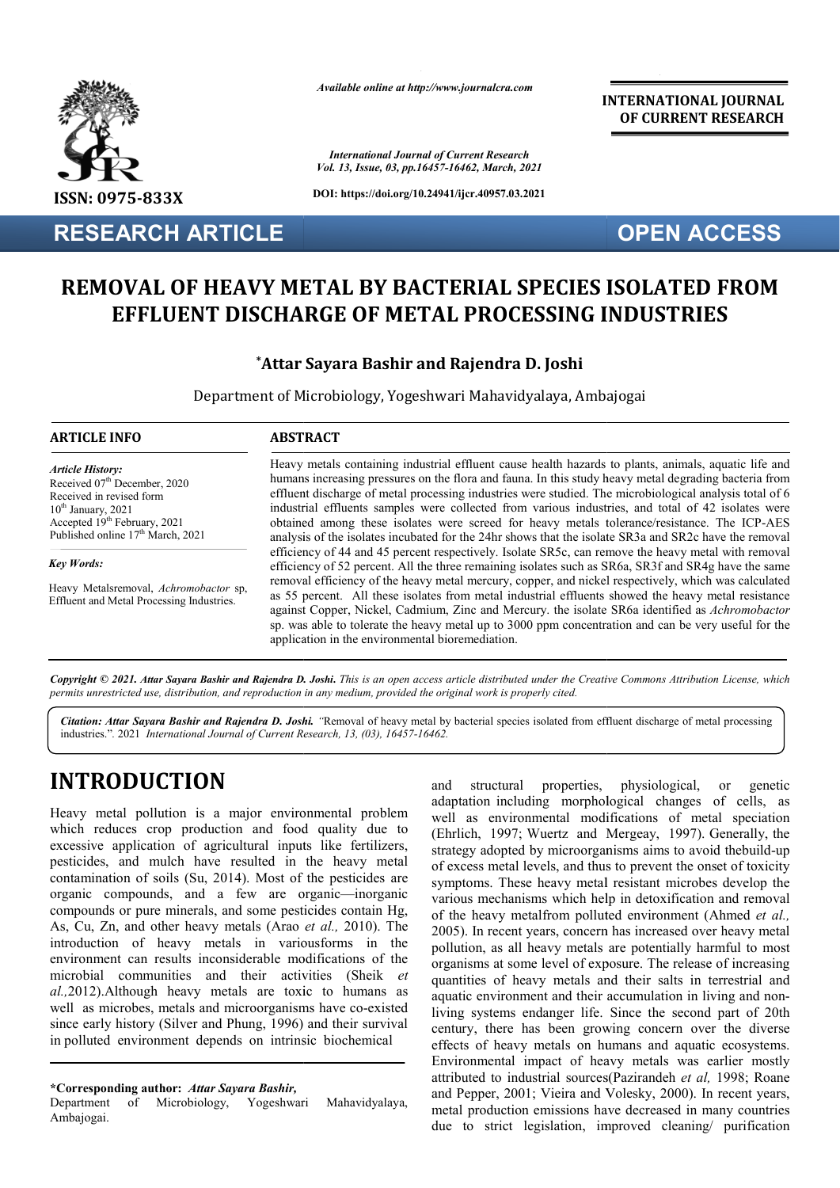*Available online at http://www.journalcra.com*

*International Journal of Current Research*
*Vol. 13, Issue, 03, pp.16457-16462, March, 2021*

**DOI: https://doi.org/10.24941/ijcr.40957.03.2021**

**INTERNATIONAL JOURNAL OF CURRENT RESEARCH**

**ISSN: 0975-833X**

**RESEARCH ARTICLE**

**OPEN ACCESS**

# REMOVAL OF HEAVY METAL BY BACTERIAL SPECIES ISOLATED FROM EFFLUENT DISCHARGE OF METAL PROCESSING INDUSTRIES

**\*Attar Sayara Bashir and Rajendra D. Joshi**

Department of Microbiology, Yogeshwari Mahavidyalaya, Ambajogai

## ARTICLE INFO

*Article History:*
Received 07th December, 2020
Received in revised form
10th January, 2021
Accepted 19th February, 2021
Published online 17th March, 2021

*Key Words:*

Heavy Metalsremoval, *Achromobacter* sp, Effluent and Metal Processing Industries.

## ABSTRACT

Heavy metals containing industrial effluent cause health hazards to plants, animals, aquatic life and humans increasing pressures on the flora and fauna. In this study heavy metal degrading bacteria from effluent discharge of metal processing industries were studied. The microbiological analysis total of 6 industrial effluents samples were collected from various industries, and total of 42 isolates were obtained among these isolates were screed for heavy metals tolerance/resistance. The ICP-AES analysis of the isolates incubated for the 24hr shows that the isolate SR3a and SR2c have the removal efficiency of 44 and 45 percent respectively. Isolate SR5c, can remove the heavy metal with removal efficiency of 52 percent. All the three remaining isolates such as SR6a, SR3f and SR4g have the same removal efficiency of the heavy metal mercury, copper, and nickel respectively, which was calculated as 55 percent. All these isolates from metal industrial effluents showed the heavy metal resistance against Copper, Nickel, Cadmium, Zinc and Mercury. the isolate SR6a identified as *Achromobacter* sp. was able to tolerate the heavy metal up to 3000 ppm concentration and can be very useful for the application in the environmental bioremediation.

***Copyright © 2021. Attar Sayara Bashir and Rajendra D. Joshi.*** *This is an open access article distributed under the Creative Commons Attribution License, which permits unrestricted use, distribution, and reproduction in any medium, provided the original work is properly cited.*

***Citation: Attar Sayara Bashir and Rajendra D. Joshi.*** "Removal of heavy metal by bacterial species isolated from effluent discharge of metal processing industries.". 2021 *International Journal of Current Research, 13, (03), 16457-16462.*

# INTRODUCTION

Heavy metal pollution is a major environmental problem which reduces crop production and food quality due to excessive application of agricultural inputs like fertilizers, pesticides, and mulch have resulted in the heavy metal contamination of soils (Su, 2014). Most of the pesticides are organic compounds, and a few are organic—inorganic compounds or pure minerals, and some pesticides contain Hg, As, Cu, Zn, and other heavy metals (Arao *et al.,* 2010). The introduction of heavy metals in variousforms in the environment can results inconsiderable modifications of the microbial communities and their activities (Sheik *et al.,*2012).Although heavy metals are toxic to humans as well as microbes, metals and microorganisms have co-existed since early history (Silver and Phung, 1996) and their survival in polluted environment depends on intrinsic biochemical and structural properties, physiological, or genetic adaptation including morphological changes of cells, as well as environmental modifications of metal speciation (Ehrlich, 1997; Wuertz and Mergeay, 1997). Generally, the strategy adopted by microorganisms aims to avoid thebuild-up of excess metal levels, and thus to prevent the onset of toxicity symptoms. These heavy metal resistant microbes develop the various mechanisms which help in detoxification and removal of the heavy metalfrom polluted environment (Ahmed *et al.,* 2005). In recent years, concern has increased over heavy metal pollution, as all heavy metals are potentially harmful to most organisms at some level of exposure. The release of increasing quantities of heavy metals and their salts in terrestrial and aquatic environment and their accumulation in living and non-living systems endanger life. Since the second part of 20th century, there has been growing concern over the diverse effects of heavy metals on humans and aquatic ecosystems. Environmental impact of heavy metals was earlier mostly attributed to industrial sources(Pazirandeh *et al,* 1998; Roane and Pepper, 2001; Vieira and Volesky, 2000). In recent years, metal production emissions have decreased in many countries due to strict legislation, improved cleaning/ purification

**\*Corresponding author: *Attar Sayara Bashir,***
Department of Microbiology, Yogeshwari Mahavidyalaya, Ambajogai.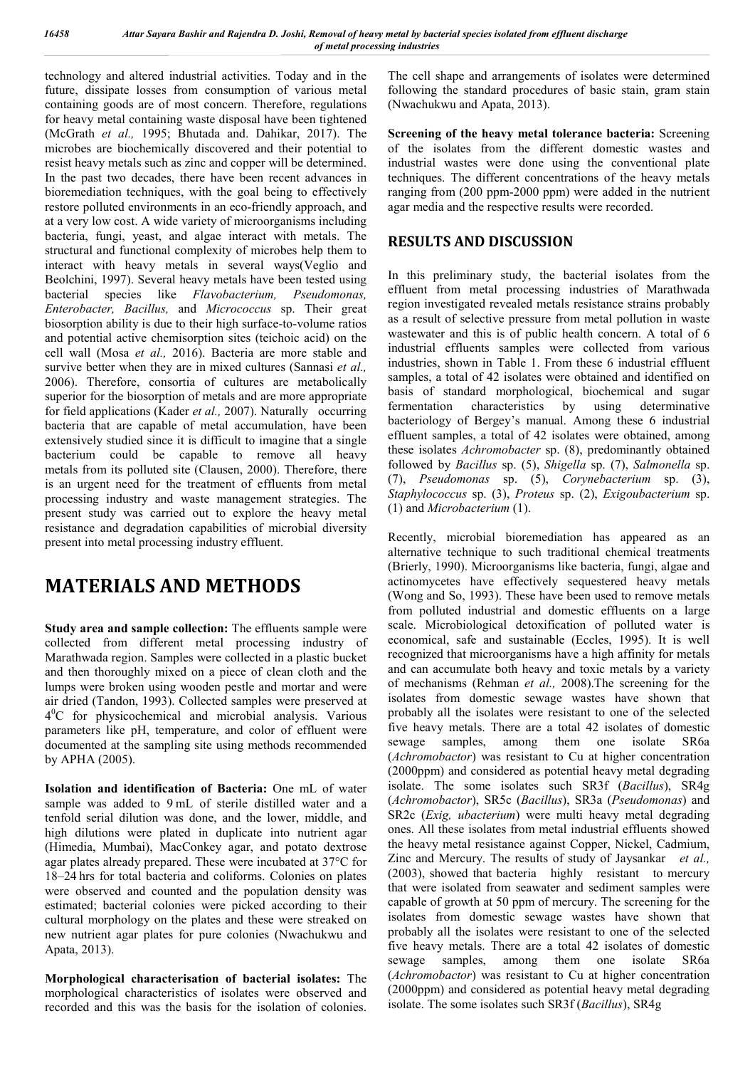technology and altered industrial activities. Today and in the future, dissipate losses from consumption of various metal containing goods are of most concern. Therefore, regulations for heavy metal containing waste disposal have been tightened (McGrath *et al.,* 1995; Bhutada and. Dahikar, 2017). The microbes are biochemically discovered and their potential to resist heavy metals such as zinc and copper will be determined. In the past two decades, there have been recent advances in bioremediation techniques, with the goal being to effectively restore polluted environments in an eco-friendly approach, and at a very low cost. A wide variety of microorganisms including bacteria, fungi, yeast, and algae interact with metals. The structural and functional complexity of microbes help them to interact with heavy metals in several ways(Veglio and Beolchini, 1997). Several heavy metals have been tested using bacterial species like *Flavobacterium, Pseudomonas, Enterobacter, Bacillus,* and *Micrococcus* sp. Their great biosorption ability is due to their high surface-to-volume ratios and potential active chemisorption sites (teichoic acid) on the cell wall (Mosa *et al.,* 2016). Bacteria are more stable and survive better when they are in mixed cultures (Sannasi *et al.,* 2006). Therefore, consortia of cultures are metabolically superior for the biosorption of metals and are more appropriate for field applications (Kader *et al.,* 2007). Naturally occurring bacteria that are capable of metal accumulation, have been extensively studied since it is difficult to imagine that a single bacterium could be capable to remove all heavy metals from its polluted site (Clausen, 2000). Therefore, there is an urgent need for the treatment of effluents from metal processing industry and waste management strategies. The present study was carried out to explore the heavy metal resistance and degradation capabilities of microbial diversity present into metal processing industry effluent.

# MATERIALS AND METHODS

**Study area and sample collection:** The effluents sample were collected from different metal processing industry of Marathwada region. Samples were collected in a plastic bucket and then thoroughly mixed on a piece of clean cloth and the lumps were broken using wooden pestle and mortar and were air dried (Tandon, 1993). Collected samples were preserved at $4^0$C for physicochemical and microbial analysis. Various parameters like pH, temperature, and color of effluent were documented at the sampling site using methods recommended by APHA (2005).

**Isolation and identification of Bacteria:** One mL of water sample was added to 9 mL of sterile distilled water and a tenfold serial dilution was done, and the lower, middle, and high dilutions were plated in duplicate into nutrient agar (Himedia, Mumbai), MacConkey agar, and potato dextrose agar plates already prepared. These were incubated at 37°C for 18–24 hrs for total bacteria and coliforms. Colonies on plates were observed and counted and the population density was estimated; bacterial colonies were picked according to their cultural morphology on the plates and these were streaked on new nutrient agar plates for pure colonies (Nwachukwu and Apata, 2013).

**Morphological characterisation of bacterial isolates:** The morphological characteristics of isolates were observed and recorded and this was the basis for the isolation of colonies. The cell shape and arrangements of isolates were determined following the standard procedures of basic stain, gram stain (Nwachukwu and Apata, 2013).

**Screening of the heavy metal tolerance bacteria:** Screening of the isolates from the different domestic wastes and industrial wastes were done using the conventional plate techniques. The different concentrations of the heavy metals ranging from (200 ppm-2000 ppm) were added in the nutrient agar media and the respective results were recorded.

## RESULTS AND DISCUSSION

In this preliminary study, the bacterial isolates from the effluent from metal processing industries of Marathwada region investigated revealed metals resistance strains probably as a result of selective pressure from metal pollution in waste wastewater and this is of public health concern. A total of 6 industrial effluents samples were collected from various industries, shown in Table 1. From these 6 industrial effluent samples, a total of 42 isolates were obtained and identified on basis of standard morphological, biochemical and sugar fermentation characteristics by using determinative bacteriology of Bergey's manual. Among these 6 industrial effluent samples, a total of 42 isolates were obtained, among these isolates *Achromobacter* sp. (8), predominantly obtained followed by *Bacillus* sp. (5), *Shigella* sp. (7), *Salmonella* sp. (7), *Pseudomonas* sp. (5), *Corynebacterium* sp. (3), *Staphylococcus* sp. (3), *Proteus* sp. (2), *Exigoubacterium* sp. (1) and *Microbacterium* (1).

Recently, microbial bioremediation has appeared as an alternative technique to such traditional chemical treatments (Brierly, 1990). Microorganisms like bacteria, fungi, algae and actinomycetes have effectively sequestered heavy metals (Wong and So, 1993). These have been used to remove metals from polluted industrial and domestic effluents on a large scale. Microbiological detoxification of polluted water is economical, safe and sustainable (Eccles, 1995). It is well recognized that microorganisms have a high affinity for metals and can accumulate both heavy and toxic metals by a variety of mechanisms (Rehman *et al.,* 2008).The screening for the isolates from domestic sewage wastes have shown that probably all the isolates were resistant to one of the selected five heavy metals. There are a total 42 isolates of domestic sewage samples, among them one isolate SR6a (*Achromobactor*) was resistant to Cu at higher concentration (2000ppm) and considered as potential heavy metal degrading isolate. The some isolates such SR3f (*Bacillus*), SR4g (*Achromobactor*), SR5c (*Bacillus*), SR3a (*Pseudomonas*) and SR2c (*Exig, ubacterium*) were multi heavy metal degrading ones. All these isolates from metal industrial effluents showed the heavy metal resistance against Copper, Nickel, Cadmium, Zinc and Mercury. The results of study of Jaysankar *et al.,* (2003), showed that bacteria highly resistant to mercury that were isolated from seawater and sediment samples were capable of growth at 50 ppm of mercury. The screening for the isolates from domestic sewage wastes have shown that probably all the isolates were resistant to one of the selected five heavy samples, There are a total 42 isolates of domestic sewage samples, among them one isolate SR6a (*Achromobactor*) was resistant to Cu at higher concentration (2000ppm) and considered as potential heavy metal degrading isolate. The some isolates such SR3f (*Bacillus*), SR4g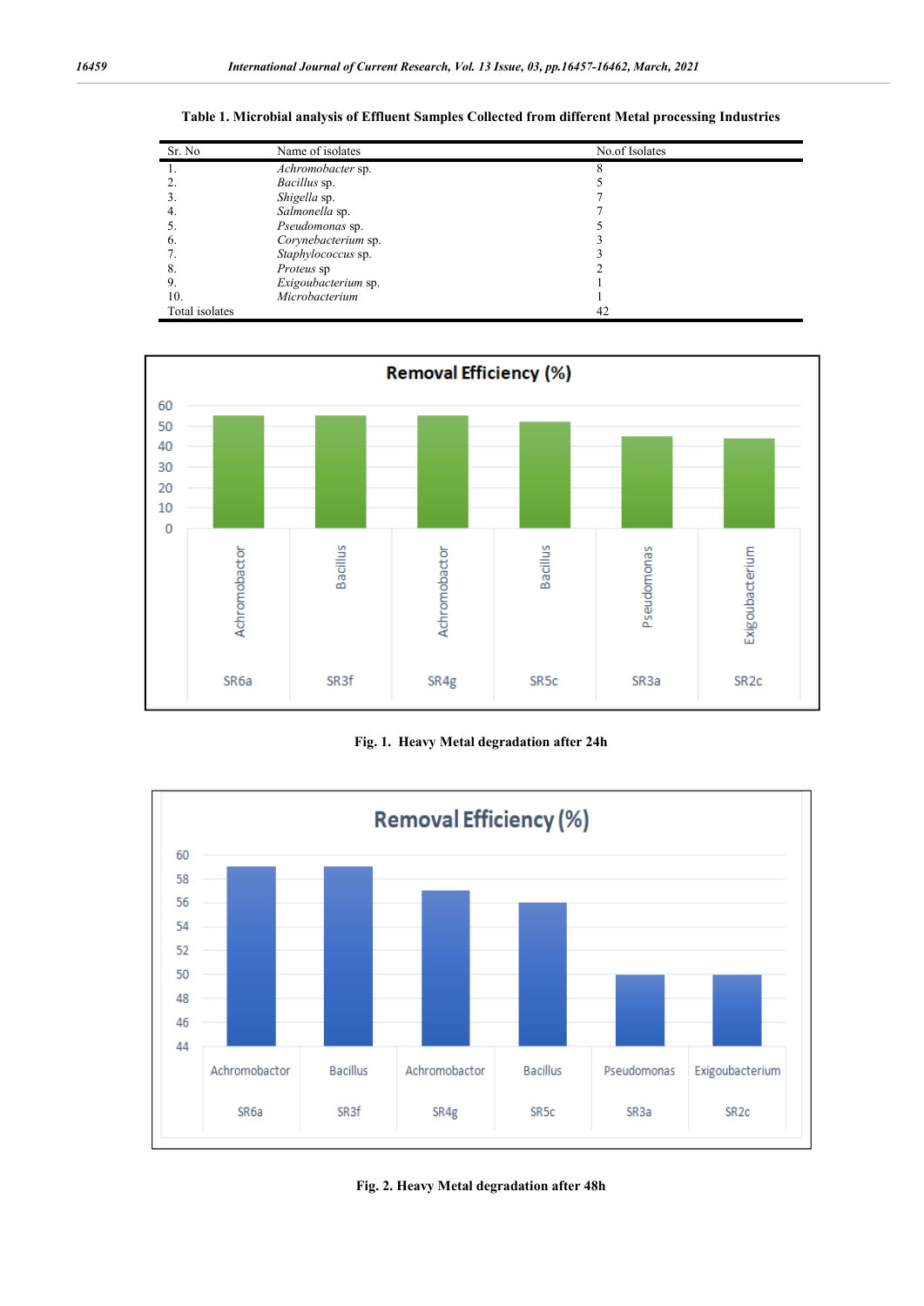**Table 1. Microbial analysis of Effluent Samples Collected from different Metal processing Industries**

| Sr. No | Name of isolates | No.of Isolates |
|---|---|---|
| 1. | *Achromobacter* sp. | 8 |
| 2. | *Bacillus* sp. | 5 |
| 3. | *Shigella* sp. | 7 |
| 4. | *Salmonella* sp. | 7 |
| 5. | *Pseudomonas* sp. | 5 |
| 6. | *Corynebacterium* sp. | 3 |
| 7. | *Staphylococcus* sp. | 3 |
| 8. | *Proteus* sp | 2 |
| 9. | *Exigoubacterium* sp. | 1 |
| 10. | *Microbacterium* | 1 |
| Total isolates | | 42 |

**Fig. 1. Heavy Metal degradation after 24h**

**Fig. 2. Heavy Metal degradation after 48h**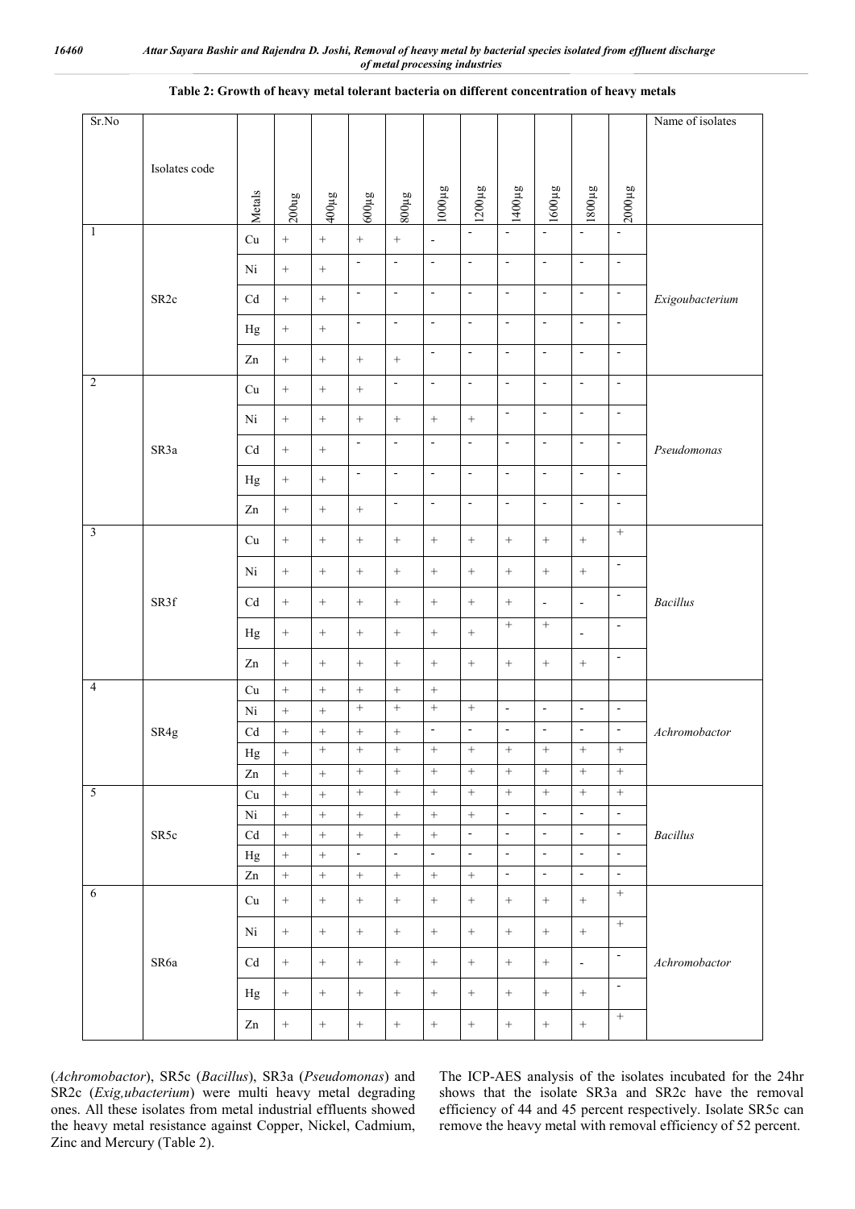**Table 2: Growth of heavy metal tolerant bacteria on different concentration of heavy metals**

| Sr.No | Isolates code | Metals | 200µg | 400µg | 600µg | 800µg | 1000µg | 1200µg | 1400µg | 1600µg | 1800µg | 2000µg | Name of isolates |
|---|---|---|---|---|---|---|---|---|---|---|---|---|---|
| 1 | SR2c | Cu | + | + | + | + | - | - | - | - | - | - | *Exigoubacterium* |
| | | Ni | + | + | - | - | - | - | - | - | - | - | |
| | | Cd | + | + | - | - | - | - | - | - | - | - | |
| | | Hg | + | + | - | - | - | - | - | - | - | - | |
| | | Zn | + | + | + | + | - | - | - | - | - | - | |
| 2 | SR3a | Cu | + | + | + | - | - | - | - | - | - | - | *Pseudomonas* |
| | | Ni | + | + | + | + | + | + | - | - | - | - | |
| | | Cd | + | + | - | - | - | - | - | - | - | - | |
| | | Hg | + | + | - | - | - | - | - | - | - | - | |
| | | Zn | + | + | + | - | - | - | - | - | - | - | |
| 3 | SR3f | Cu | + | + | + | + | + | + | + | + | + | + | *Bacillus* |
| | | Ni | + | + | + | + | + | + | + | + | + | - | |
| | | Cd | + | + | + | + | + | + | + | - | - | - | |
| | | Hg | + | + | + | + | + | + | + | + | - | - | |
| | | Zn | + | + | + | + | + | + | + | + | + | - | |
| 4 | SR4g | Cu | + | + | + | + | + | | | | | | *Achromobactor* |
| | | Ni | + | + | + | + | + | + | - | - | - | - | |
| | | Cd | + | + | + | + | - | - | - | - | - | - | |
| | | Hg | + | + | + | + | + | + | + | + | + | + | |
| | | Zn | + | + | + | + | + | + | + | + | + | + | |
| 5 | SR5c | Cu | + | + | + | + | + | + | + | + | + | + | *Bacillus* |
| | | Ni | + | + | + | + | + | + | - | - | - | - | |
| | | Cd | + | + | + | + | + | - | - | - | - | - | |
| | | Hg | + | + | - | - | - | - | - | - | - | - | |
| | | Zn | + | + | + | + | + | + | - | - | - | - | |
| 6 | SR6a | Cu | + | + | + | + | + | + | + | + | + | + | *Achromobactor* |
| | | Ni | + | + | + | + | + | + | + | + | + | + | |
| | | Cd | + | + | + | + | + | + | + | + | - | - | |
| | | Hg | + | + | + | + | + | + | + | + | + | - | |
| | | Zn | + | + | + | + | + | + | + | + | + | + | |

(*Achromobactor*), SR5c (*Bacillus*), SR3a (*Pseudomonas*) and SR2c (*Exig,ubacterium*) were multi heavy metal degrading ones. All these isolates from metal industrial effluents showed the heavy metal resistance against Copper, Nickel, Cadmium, Zinc and Mercury (Table 2).

The ICP-AES analysis of the isolates incubated for the 24hr shows that the isolate SR3a and SR2c have the removal efficiency of 44 and 45 percent respectively. Isolate SR5c can remove the heavy metal with removal efficiency of 52 percent.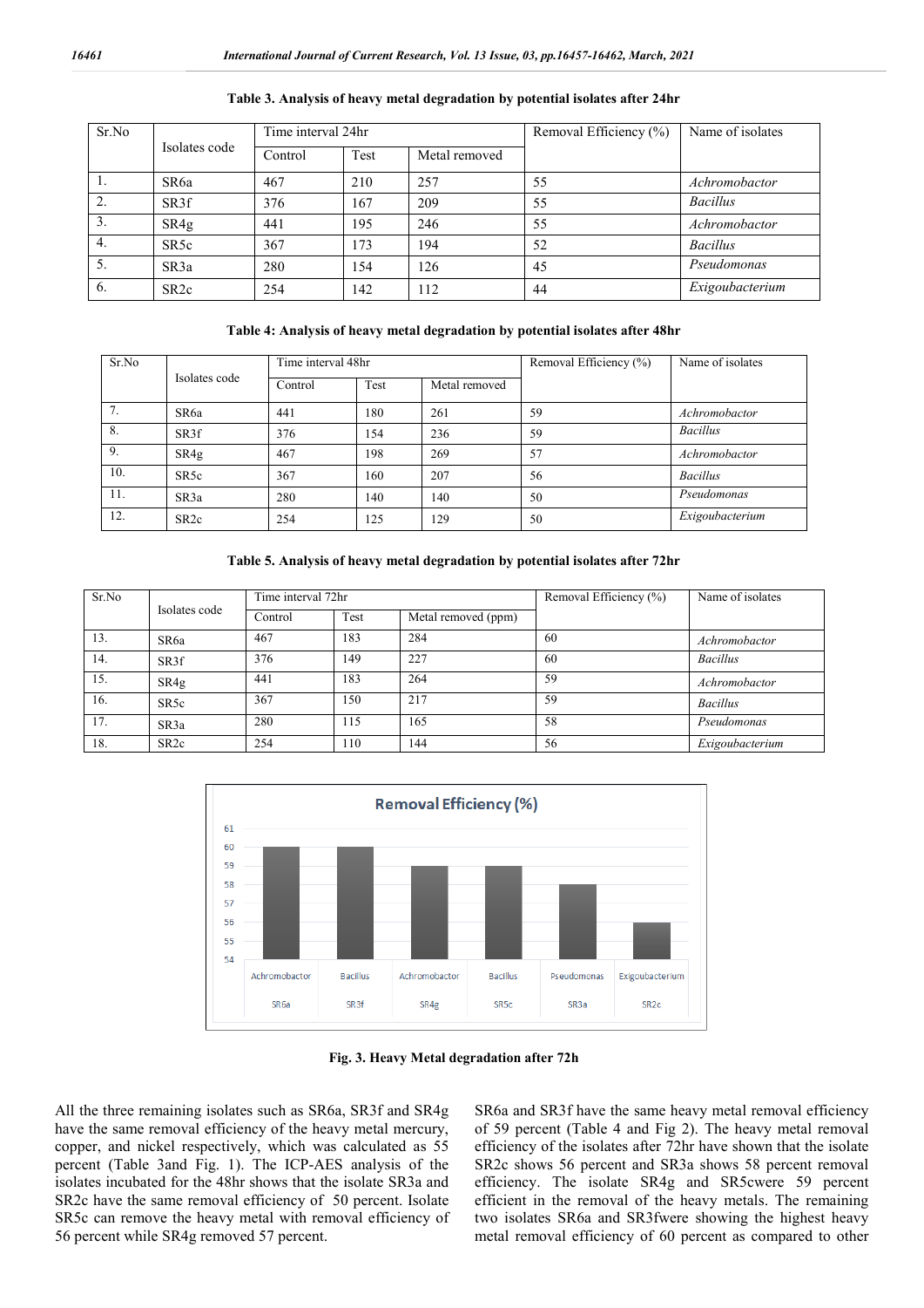**Table 3. Analysis of heavy metal degradation by potential isolates after 24hr**

| Sr.No | Isolates code | Time interval 24hr | | | Removal Efficiency (%) | Name of isolates |
|---|---|---|---|---|---|---|
| | | Control | Test | Metal removed | | |
| 1. | SR6a | 467 | 210 | 257 | 55 | *Achromobactor* |
| 2. | SR3f | 376 | 167 | 209 | 55 | *Bacillus* |
| 3. | SR4g | 441 | 195 | 246 | 55 | *Achromobactor* |
| 4. | SR5c | 367 | 173 | 194 | 52 | *Bacillus* |
| 5. | SR3a | 280 | 154 | 126 | 45 | *Pseudomonas* |
| 6. | SR2c | 254 | 142 | 112 | 44 | *Exigoubacterium* |

**Table 4: Analysis of heavy metal degradation by potential isolates after 48hr**

| Sr.No | Isolates code | Time interval 48hr | | | Removal Efficiency (%) | Name of isolates |
|---|---|---|---|---|---|---|
| | | Control | Test | Metal removed | | |
| 7. | SR6a | 441 | 180 | 261 | 59 | *Achromobactor* |
| 8. | SR3f | 376 | 154 | 236 | 59 | *Bacillus* |
| 9. | SR4g | 467 | 198 | 269 | 57 | *Achromobactor* |
| 10. | SR5c | 367 | 160 | 207 | 56 | *Bacillus* |
| 11. | SR3a | 280 | 140 | 140 | 50 | *Pseudomonas* |
| 12. | SR2c | 254 | 125 | 129 | 50 | *Exigoubacterium* |

**Table 5. Analysis of heavy metal degradation by potential isolates after 72hr**

| Sr.No | Isolates code | Time interval 72hr | | | Removal Efficiency (%) | Name of isolates |
|---|---|---|---|---|---|---|
| | | Control | Test | Metal removed (ppm) | | |
| 13. | SR6a | 467 | 183 | 284 | 60 | *Achromobactor* |
| 14. | SR3f | 376 | 149 | 227 | 60 | *Bacillus* |
| 15. | SR4g | 441 | 183 | 264 | 59 | *Achromobactor* |
| 16. | SR5c | 367 | 150 | 217 | 59 | *Bacillus* |
| 17. | SR3a | 280 | 115 | 165 | 58 | *Pseudomonas* |
| 18. | SR2c | 254 | 110 | 144 | 56 | *Exigoubacterium* |

**Fig. 3. Heavy Metal degradation after 72h**

All the three remaining isolates such as SR6a, SR3f and SR4g have the same removal efficiency of the heavy metal mercury, copper, and nickel respectively, which was calculated as 55 percent (Table 3and Fig. 1). The ICP-AES analysis of the isolates incubated for the 48hr shows that the isolate SR3a and SR2c have the same removal efficiency of 50 percent. Isolate SR5c can remove the heavy metal with removal efficiency of 56 percent while SR4g removed 57 percent. SR6a and SR3f have the same heavy metal removal efficiency of 59 percent (Table 4 and Fig 2). The heavy metal removal efficiency of the isolates after 72hr have shown that the isolate SR2c shows 56 percent and SR3a shows 58 percent removal efficiency. The isolate SR4g and SR5cwere 59 percent efficient in the removal of the heavy metals. The remaining two isolates SR6a and SR3fwere showing the highest heavy metal removal efficiency of 60 percent as compared to other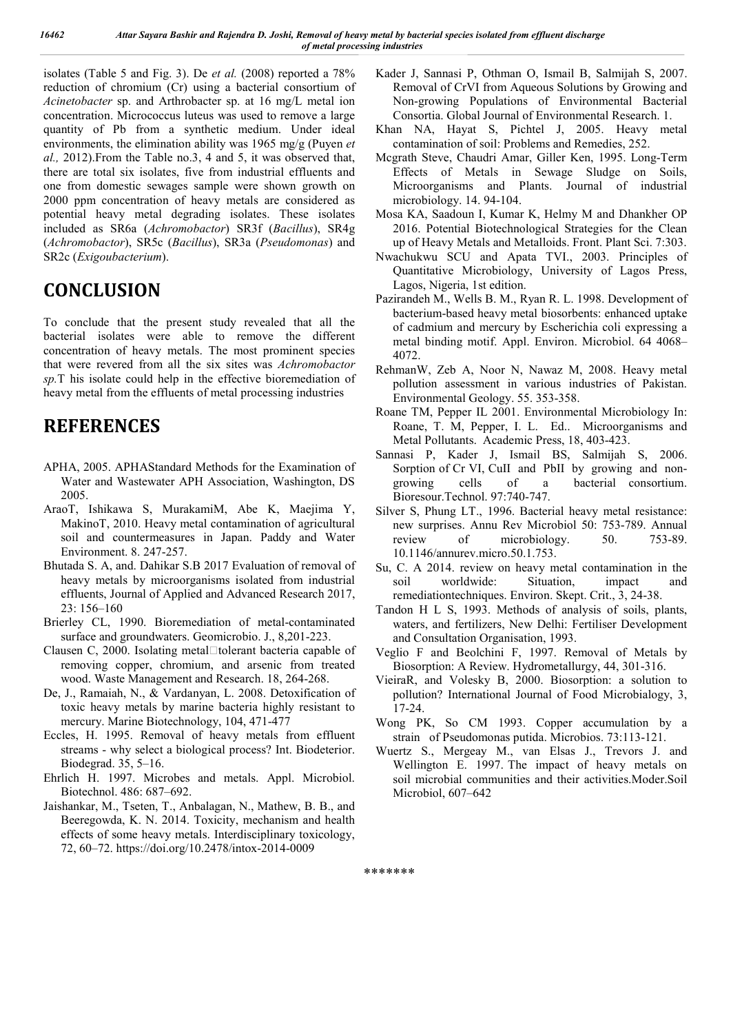isolates (Table 5 and Fig. 3). De *et al.* (2008) reported a 78% reduction of chromium (Cr) using a bacterial consortium of *Acinetobacter* sp. and Arthrobacter sp. at 16 mg/L metal ion concentration. Micrococcus luteus was used to remove a large quantity of Pb from a synthetic medium. Under ideal environments, the elimination ability was 1965 mg/g (Puyen *et al.,* 2012).From the Table no.3, 4 and 5, it was observed that, there are total six isolates, five from industrial effluents and one from domestic sewages sample were shown growth on 2000 ppm concentration of heavy metals are considered as potential heavy metal degrading isolates. These isolates included as SR6a (*Achromobactor*) SR3f (*Bacillus*), SR4g (*Achromobactor*), SR5c (*Bacillus*), SR3a (*Pseudomonas*) and SR2c (*Exigoubacterium*).

# CONCLUSION

To conclude that the present study revealed that all the bacterial isolates were able to remove the different concentration of heavy metals. The most prominent species that were revered from all the six sites was *Achromobactor sp.*T his isolate could help in the effective bioremediation of heavy metal from the effluents of metal processing industries

# REFERENCES

- APHA, 2005. APHAStandard Methods for the Examination of Water and Wastewater APH Association, Washington, DS 2005.
- AraoT, Ishikawa S, MurakamiM, Abe K, Maejima Y, MakinoT, 2010. Heavy metal contamination of agricultural soil and countermeasures in Japan. Paddy and Water Environment. 8. 247-257.
- Bhutada S. A, and. Dahikar S.B 2017 Evaluation of removal of heavy metals by microorganisms isolated from industrial effluents, Journal of Applied and Advanced Research 2017, 23: 156–160
- Brierley CL, 1990. Bioremediation of metal-contaminated surface and groundwaters. Geomicrobio. J., 8,201-223.
- Clausen C, 2000. Isolating metal□tolerant bacteria capable of removing copper, chromium, and arsenic from treated wood. Waste Management and Research. 18, 264-268.
- De, J., Ramaiah, N., & Vardanyan, L. 2008. Detoxification of toxic heavy metals by marine bacteria highly resistant to mercury. Marine Biotechnology, 104, 471-477
- Eccles, H. 1995. Removal of heavy metals from effluent streams - why select a biological process? Int. Biodeterior. Biodegrad. 35, 5–16.
- Ehrlich H. 1997. Microbes and metals. Appl. Microbiol. Biotechnol. 486: 687–692.
- Jaishankar, M., Tseten, T., Anbalagan, N., Mathew, B. B., and Beeregowda, K. N. 2014. Toxicity, mechanism and health effects of some heavy metals. Interdisciplinary toxicology, 72, 60–72. https://doi.org/10.2478/intox-2014-0009
- Kader J, Sannasi P, Othman O, Ismail B, Salmijah S, 2007. Removal of CrVI from Aqueous Solutions by Growing and Non-growing Populations of Environmental Bacterial Consortia. Global Journal of Environmental Research. 1.
- Khan NA, Hayat S, Pichtel J, 2005. Heavy metal contamination of soil: Problems and Remedies, 252.
- Mcgrath Steve, Chaudri Amar, Giller Ken, 1995. Long-Term Effects of Metals in Sewage Sludge on Soils, Microorganisms and Plants. Journal of industrial microbiology. 14. 94-104.
- Mosa KA, Saadoun I, Kumar K, Helmy M and Dhankher OP 2016. Potential Biotechnological Strategies for the Clean up of Heavy Metals and Metalloids. Front. Plant Sci. 7:303.
- Nwachukwu SCU and Apata TVI., 2003. Principles of Quantitative Microbiology, University of Lagos Press, Lagos, Nigeria, 1st edition.
- Pazirandeh M., Wells B. M., Ryan R. L. 1998. Development of bacterium-based heavy metal biosorbents: enhanced uptake of cadmium and mercury by Escherichia coli expressing a metal binding motif. Appl. Environ. Microbiol. 64 4068–4072.
- RehmanW, Zeb A, Noor N, Nawaz M, 2008. Heavy metal pollution assessment in various industries of Pakistan. Environmental Geology. 55. 353-358.
- Roane TM, Pepper IL 2001. Environmental Microbiology In: Roane, T. M, Pepper, I. L. Ed.. Microorganisms and Metal Pollutants. Academic Press, 18, 403-423.
- Sannasi P, Kader J, Ismail BS, Salmijah S, 2006. Sorption of Cr VI, CuII and PbII by growing and non-growing cells of a bacterial consortium. Bioresour.Technol. 97:740-747.
- Silver S, Phung LT., 1996. Bacterial heavy metal resistance: new surprises. Annu Rev Microbiol 50: 753-789. Annual review of microbiology. 50. 753-89. 10.1146/annurev.micro.50.1.753.
- Su, C. A 2014. review on heavy metal contamination in the soil worldwide: Situation, impact and remediationtechniques. Environ. Skept. Crit., 3, 24-38.
- Tandon H L S, 1993. Methods of analysis of soils, plants, waters, and fertilizers, New Delhi: Fertiliser Development and Consultation Organisation, 1993.
- Veglio F and Beolchini F, 1997. Removal of Metals by Biosorption: A Review. Hydrometallurgy, 44, 301-316.
- VieiraR, and Volesky B, 2000. Biosorption: a solution to pollution? International Journal of Food Microbialogy, 3, 17-24.
- Wong PK, So CM 1993. Copper accumulation by a strain of Pseudomonas putida. Microbios. 73:113-121.
- Wuertz S., Mergeay M., van Elsas J., Trevors J. and Wellington E. 1997. The impact of heavy metals on soil microbial communities and their activities.Moder.Soil Microbiol, 607–642

\*\*\*\*\*\*\*